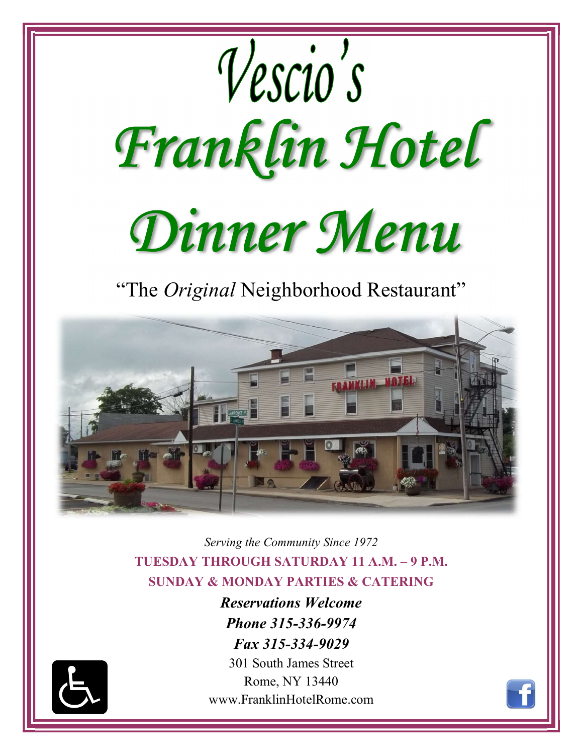# Vescio's

# Franklin Hotel

# Dinner Menu

"The *Original* Neighborhood Restaurant"

*Serving the Community Since 1972*

**TUESDAY THROUGH SATURDAY 11 A.M. – 9 P.M.**

**SUNDAY & MONDAY PARTIES & CATERING**

***Reservations Welcome***

***Phone 315-336-9974***

***Fax 315-334-9029***

301 South James Street
Rome, NY 13440
www.FranklinHotelRome.com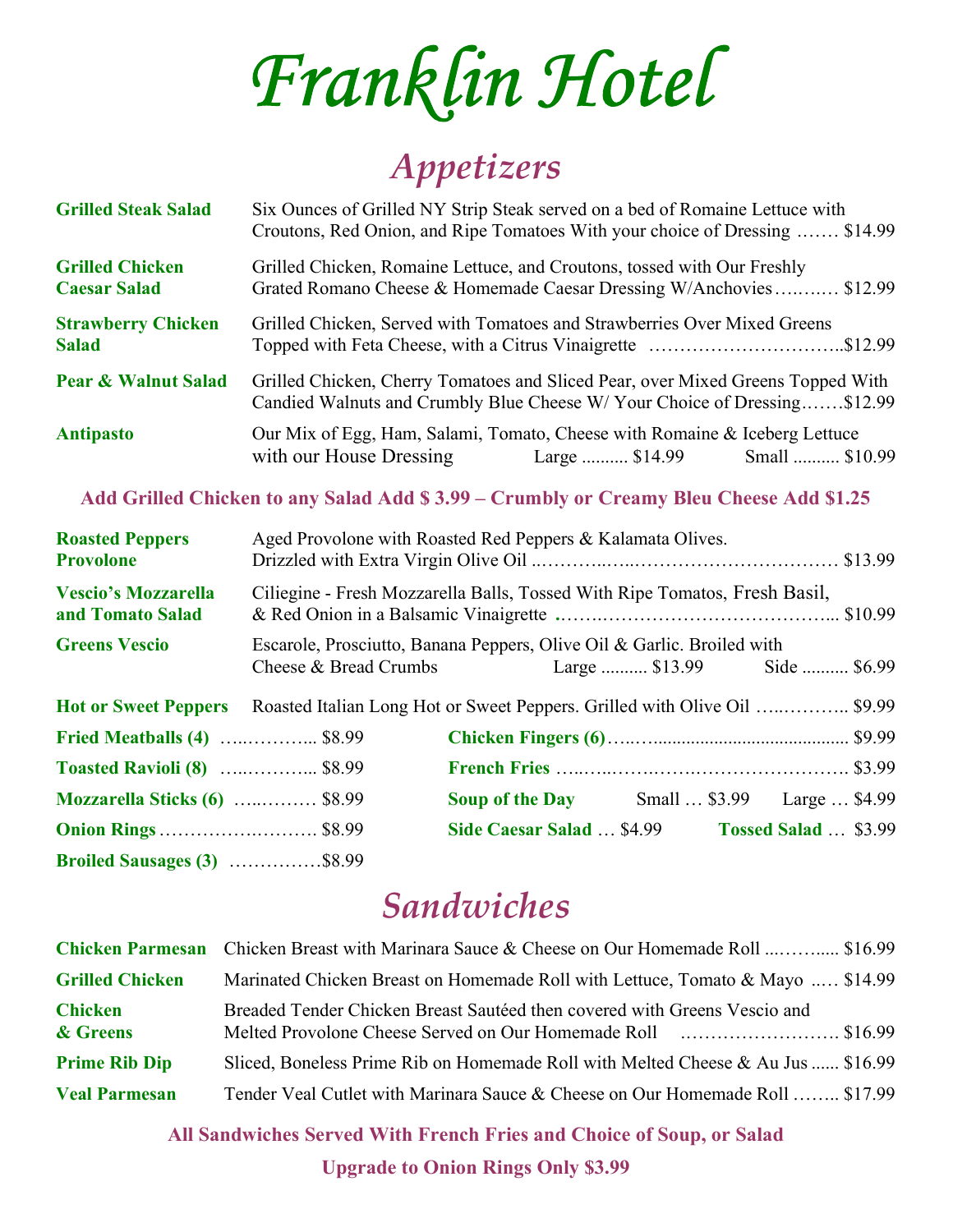# Franklin Hotel

## Appetizers

**Grilled Steak Salad** Six Ounces of Grilled NY Strip Steak served on a bed of Romaine Lettuce with Croutons, Red Onion, and Ripe Tomatoes With your choice of Dressing ……. $14.99

**Grilled Chicken Caesar Salad** Grilled Chicken, Romaine Lettuce, and Croutons, tossed with Our Freshly Grated Romano Cheese & Homemade Caesar Dressing W/Anchovies………. $12.99

**Strawberry Chicken Salad** Grilled Chicken, Served with Tomatoes and Strawberries Over Mixed Greens Topped with Feta Cheese, with a Citrus Vinaigrette …………………………..$12.99

**Pear & Walnut Salad** Grilled Chicken, Cherry Tomatoes and Sliced Pear, over Mixed Greens Topped With Candied Walnuts and Crumbly Blue Cheese W/ Your Choice of Dressing…….$12.99

**Antipasto** Our Mix of Egg, Ham, Salami, Tomato, Cheese with Romaine & Iceberg Lettuce with our House Dressing Large .......... $14.99 Small .......... $10.99

**Add Grilled Chicken to any Salad Add $ 3.99 – Crumbly or Creamy Bleu Cheese Add $1.25**

**Roasted Peppers Provolone** Aged Provolone with Roasted Red Peppers & Kalamata Olives. Drizzled with Extra Virgin Olive Oil ……………………………………………… $13.99

**Vescio's Mozzarella and Tomato Salad** Ciliegine - Fresh Mozzarella Balls, Tossed With Ripe Tomatos, Fresh Basil, & Red Onion in a Balsamic Vinaigrette ……………………………………... $10.99

**Greens Vescio** Escarole, Prosciutto, Banana Peppers, Olive Oil & Garlic. Broiled with Cheese & Bread Crumbs Large .......... $13.99 Side .......... $6.99

**Hot or Sweet Peppers** Roasted Italian Long Hot or Sweet Peppers. Grilled with Olive Oil ……………. $9.99

**Fried Meatballs (4)** …………... $8.99

**Toasted Ravioli (8)** …………... $8.99

**Mozzarella Sticks (6)** ………… $8.99

**Onion Rings** ……………………. $8.99

**Broiled Sausages (3)** ……………$8.99

**Chicken Fingers (6)**…......................................... $9.99

**French Fries** ……………………………………. $3.99

**Soup of the Day** Small … $3.99 Large … $4.99

**Side Caesar Salad** … $4.99 **Tossed Salad** … $3.99

## Sandwiches

**Chicken Parmesan** Chicken Breast with Marinara Sauce & Cheese on Our Homemade Roll ............ $16.99

**Grilled Chicken** Marinated Chicken Breast on Homemade Roll with Lettuce, Tomato & Mayo ..… $14.99

**Chicken & Greens** Breaded Tender Chicken Breast Sautéed then covered with Greens Vescio and Melted Provolone Cheese Served on Our Homemade Roll ……………………… $16.99

**Prime Rib Dip** Sliced, Boneless Prime Rib on Homemade Roll with Melted Cheese & Au Jus ...... $16.99

**Veal Parmesan** Tender Veal Cutlet with Marinara Sauce & Cheese on Our Homemade Roll …….. $17.99

**All Sandwiches Served With French Fries and Choice of Soup, or Salad**

**Upgrade to Onion Rings Only $3.99**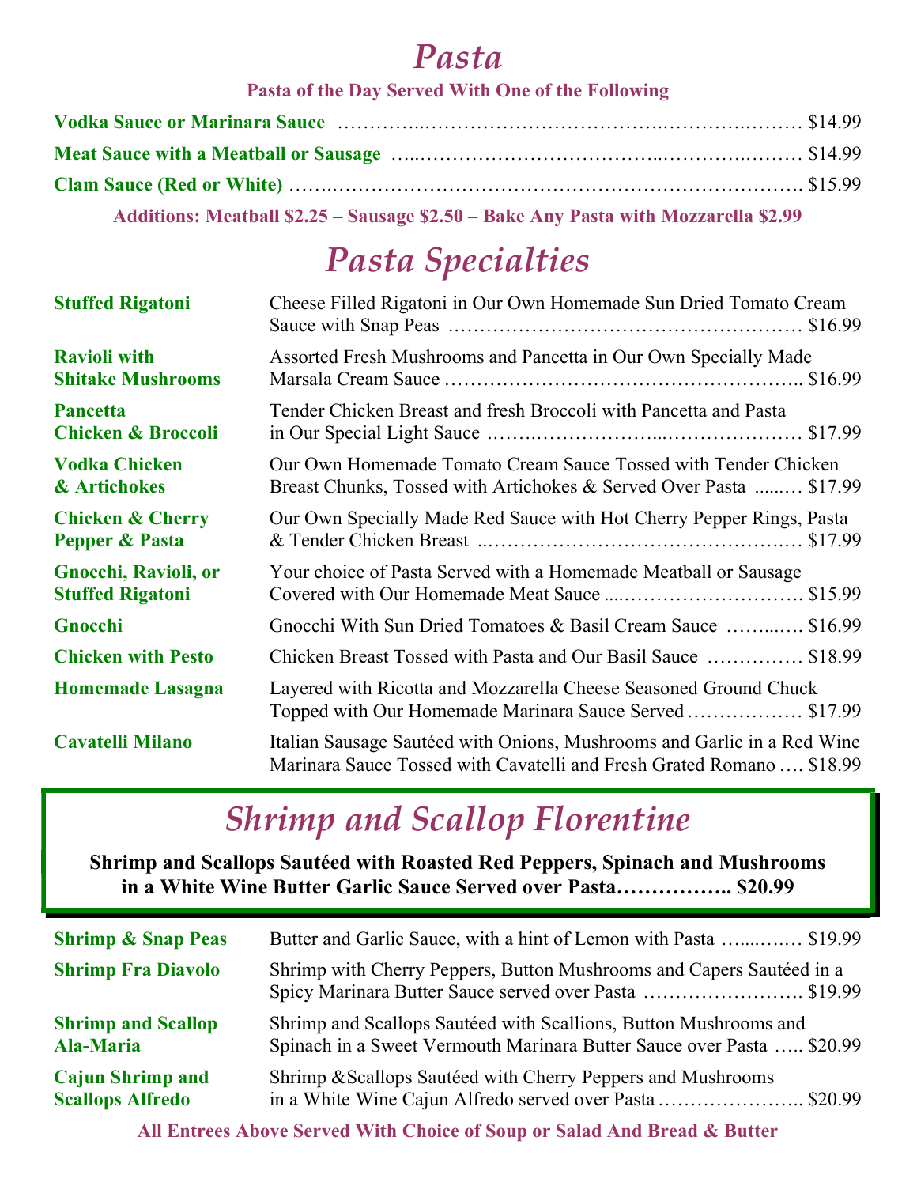# Pasta

**Pasta of the Day Served With One of the Following**

**Vodka Sauce or Marinara Sauce** …………………………………………………………… $14.99

**Meat Sauce with a Meatball or Sausage** ……………………………………………………… $14.99

**Clam Sauce (Red or White)** ……………………………………………………………………. $15.99

**Additions: Meatball $2.25 – Sausage $2.50 – Bake Any Pasta with Mozzarella $2.99**

# Pasta Specialties

**Stuffed Rigatoni** — Cheese Filled Rigatoni in Our Own Homemade Sun Dried Tomato Cream Sauce with Snap Peas ……………………………………………… $16.99

**Ravioli with Shitake Mushrooms** — Assorted Fresh Mushrooms and Pancetta in Our Own Specially Made Marsala Cream Sauce …………………………………………….. $16.99

**Pancetta Chicken & Broccoli** — Tender Chicken Breast and fresh Broccoli with Pancetta and Pasta in Our Special Light Sauce ………………………………………… $17.99

**Vodka Chicken & Artichokes** — Our Own Homemade Tomato Cream Sauce Tossed with Tender Chicken Breast Chunks, Tossed with Artichokes & Served Over Pasta ...…. $17.99

**Chicken & Cherry Pepper & Pasta** — Our Own Specially Made Red Sauce with Hot Cherry Pepper Rings, Pasta & Tender Chicken Breast ……………………………………….… $17.99

**Gnocchi, Ravioli, or Stuffed Rigatoni** — Your choice of Pasta Served with a Homemade Meatball or Sausage Covered with Our Homemade Meat Sauce ...………………………. $15.99

**Gnocchi** — Gnocchi With Sun Dried Tomatoes & Basil Cream Sauce ……...…. $16.99

**Chicken with Pesto** — Chicken Breast Tossed with Pasta and Our Basil Sauce …………… $18.99

**Homemade Lasagna** — Layered with Ricotta and Mozzarella Cheese Seasoned Ground Chuck Topped with Our Homemade Marinara Sauce Served ……………… $17.99

**Cavatelli Milano** — Italian Sausage Sautéed with Onions, Mushrooms and Garlic in a Red Wine Marinara Sauce Tossed with Cavatelli and Fresh Grated Romano …. $18.99

## Shrimp and Scallop Florentine

**Shrimp and Scallops Sautéed with Roasted Red Peppers, Spinach and Mushrooms in a White Wine Butter Garlic Sauce Served over Pasta…………….. $20.99**

**Shrimp & Snap Peas** — Butter and Garlic Sauce, with a hint of Lemon with Pasta ……..….. $19.99

**Shrimp Fra Diavolo** — Shrimp with Cherry Peppers, Button Mushrooms and Capers Sautéed in a Spicy Marinara Butter Sauce served over Pasta ……………………. $19.99

**Shrimp and Scallop Ala-Maria** — Shrimp and Scallops Sautéed with Scallions, Button Mushrooms and Spinach in a Sweet Vermouth Marinara Butter Sauce over Pasta ….. $20.99

**Cajun Shrimp and Scallops Alfredo** — Shrimp &Scallops Sautéed with Cherry Peppers and Mushrooms in a White Wine Cajun Alfredo served over Pasta ………………….. $20.99

**All Entrees Above Served With Choice of Soup or Salad And Bread & Butter**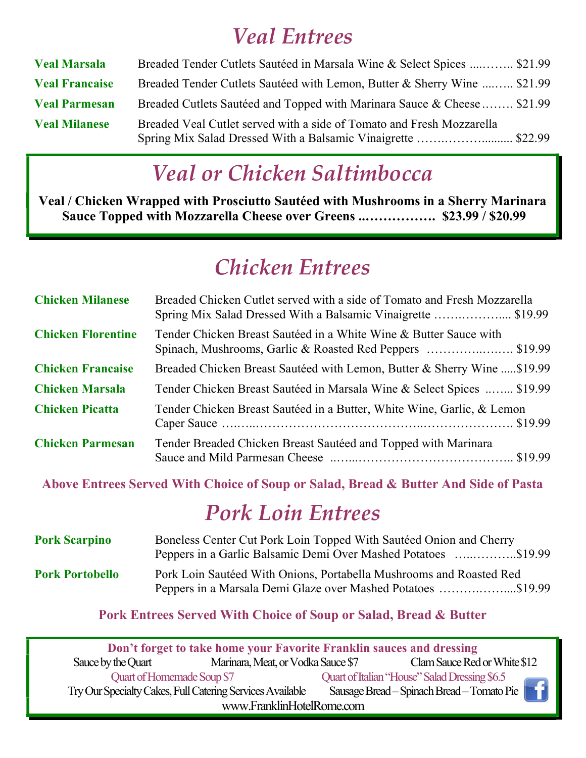# Veal Entrees

**Veal Marsala** — Breaded Tender Cutlets Sautéed in Marsala Wine & Select Spices ....…….. $21.99

**Veal Francaise** — Breaded Tender Cutlets Sautéed with Lemon, Butter & Sherry Wine ....….. $21.99

**Veal Parmesan** — Breaded Cutlets Sautéed and Topped with Marinara Sauce & Cheese…….. $21.99

**Veal Milanese** — Breaded Veal Cutlet served with a side of Tomato and Fresh Mozzarella Spring Mix Salad Dressed With a Balsamic Vinaigrette …….………......... $22.99

# Veal or Chicken Saltimbocca

**Veal / Chicken Wrapped with Prosciutto Sautéed with Mushrooms in a Sherry Marinara Sauce Topped with Mozzarella Cheese over Greens ..……………. $23.99 / $20.99**

# Chicken Entrees

**Chicken Milanese** — Breaded Chicken Cutlet served with a side of Tomato and Fresh Mozzarella Spring Mix Salad Dressed With a Balsamic Vinaigrette …….……….... $19.99

**Chicken Florentine** — Tender Chicken Breast Sautéed in a White Wine & Butter Sauce with Spinach, Mushrooms, Garlic & Roasted Red Peppers ………..….…. $19.99

**Chicken Francaise** — Breaded Chicken Breast Sautéed with Lemon, Butter & Sherry Wine .....$19.99

**Chicken Marsala** — Tender Chicken Breast Sautéed in Marsala Wine & Select Spices ..….. $19.99

**Chicken Picatta** — Tender Chicken Breast Sautéed in a Butter, White Wine, Garlic, & Lemon Caper Sauce …….…………………………………..…………………. $19.99

**Chicken Parmesan** — Tender Breaded Chicken Breast Sautéed and Topped with Marinara Sauce and Mild Parmesan Cheese ..…...……………………………….. $19.99

**Above Entrees Served With Choice of Soup or Salad, Bread & Butter And Side of Pasta**

# Pork Loin Entrees

**Pork Scarpino** — Boneless Center Cut Pork Loin Topped With Sautéed Onion and Cherry Peppers in a Garlic Balsamic Demi Over Mashed Potatoes …..………..$19.99

**Pork Portobello** — Pork Loin Sautéed With Onions, Portabella Mushrooms and Roasted Red Peppers in a Marsala Demi Glaze over Mashed Potatoes ……….…….....$19.99

**Pork Entrees Served With Choice of Soup or Salad, Bread & Butter**

**Don't forget to take home your Favorite Franklin sauces and dressing**

Sauce by the Quart — Marinara, Meat, or Vodka Sauce $7 — Clam Sauce Red or White $12

Quart of Homemade Soup $7 — Quart of Italian "House" Salad Dressing $6.5

Try Our Specialty Cakes, Full Catering Services Available — Sausage Bread – Spinach Bread – Tomato Pie

www.FranklinHotelRome.com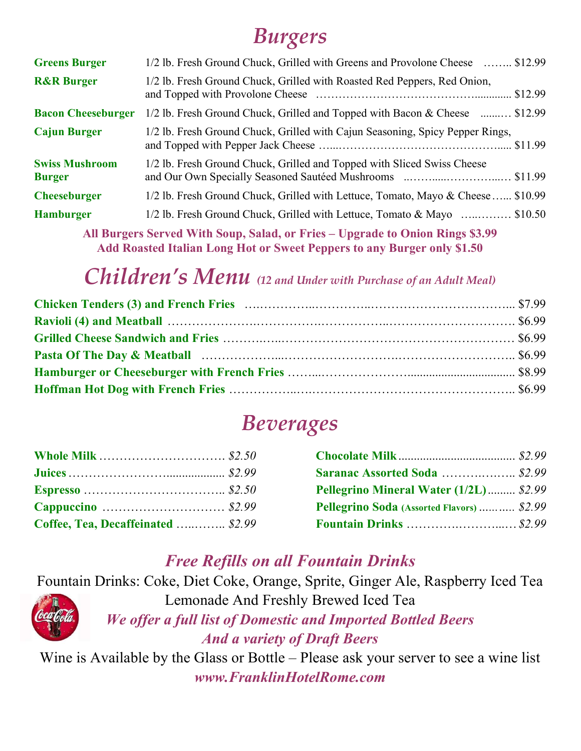# Burgers

| | | |
|---|---|---|
| **Greens Burger** | 1/2 lb. Fresh Ground Chuck, Grilled with Greens and Provolone Cheese | $12.99 |
| **R&R Burger** | 1/2 lb. Fresh Ground Chuck, Grilled with Roasted Red Peppers, Red Onion, and Topped with Provolone Cheese | $12.99 |
| **Bacon Cheeseburger** | 1/2 lb. Fresh Ground Chuck, Grilled and Topped with Bacon & Cheese | $12.99 |
| **Cajun Burger** | 1/2 lb. Fresh Ground Chuck, Grilled with Cajun Seasoning, Spicy Pepper Rings, and Topped with Pepper Jack Cheese | $11.99 |
| **Swiss Mushroom Burger** | 1/2 lb. Fresh Ground Chuck, Grilled and Topped with Sliced Swiss Cheese and Our Own Specially Seasoned Sautéed Mushrooms | $11.99 |
| **Cheeseburger** | 1/2 lb. Fresh Ground Chuck, Grilled with Lettuce, Tomato, Mayo & Cheese | $10.99 |
| **Hamburger** | 1/2 lb. Fresh Ground Chuck, Grilled with Lettuce, Tomato & Mayo | $10.50 |

**All Burgers Served With Soup, Salad, or Fries – Upgrade to Onion Rings $3.99**
**Add Roasted Italian Long Hot or Sweet Peppers to any Burger only $1.50**

# Children's Menu *(12 and Under with Purchase of an Adult Meal)*

| | |
|---|---|
| **Chicken Tenders (3) and French Fries** | $7.99 |
| **Ravioli (4) and Meatball** | $6.99 |
| **Grilled Cheese Sandwich and Fries** | $6.99 |
| **Pasta Of The Day & Meatball** | $6.99 |
| **Hamburger or Cheeseburger with French Fries** | $8.99 |
| **Hoffman Hot Dog with French Fries** | $6.99 |

# Beverages

| | |
|---|---|
| **Whole Milk** | *$2.50* |
| **Juices** | *$2.99* |
| **Espresso** | *$2.50* |
| **Cappuccino** | *$2.99* |
| **Coffee, Tea, Decaffeinated** | *$2.99* |
| **Chocolate Milk** | *$2.99* |
| **Saranac Assorted Soda** | *$2.99* |
| **Pellegrino Mineral Water (1/2L)** | *$2.99* |
| **Pellegrino Soda** (Assorted Flavors) | *$2.99* |
| **Fountain Drinks** | *$2.99* |

***Free Refills on all Fountain Drinks***

Fountain Drinks: Coke, Diet Coke, Orange, Sprite, Ginger Ale, Raspberry Iced Tea Lemonade And Freshly Brewed Iced Tea

***We offer a full list of Domestic and Imported Bottled Beers***
***And a variety of Draft Beers***

Wine is Available by the Glass or Bottle – Please ask your server to see a wine list

***www.FranklinHotelRome.com***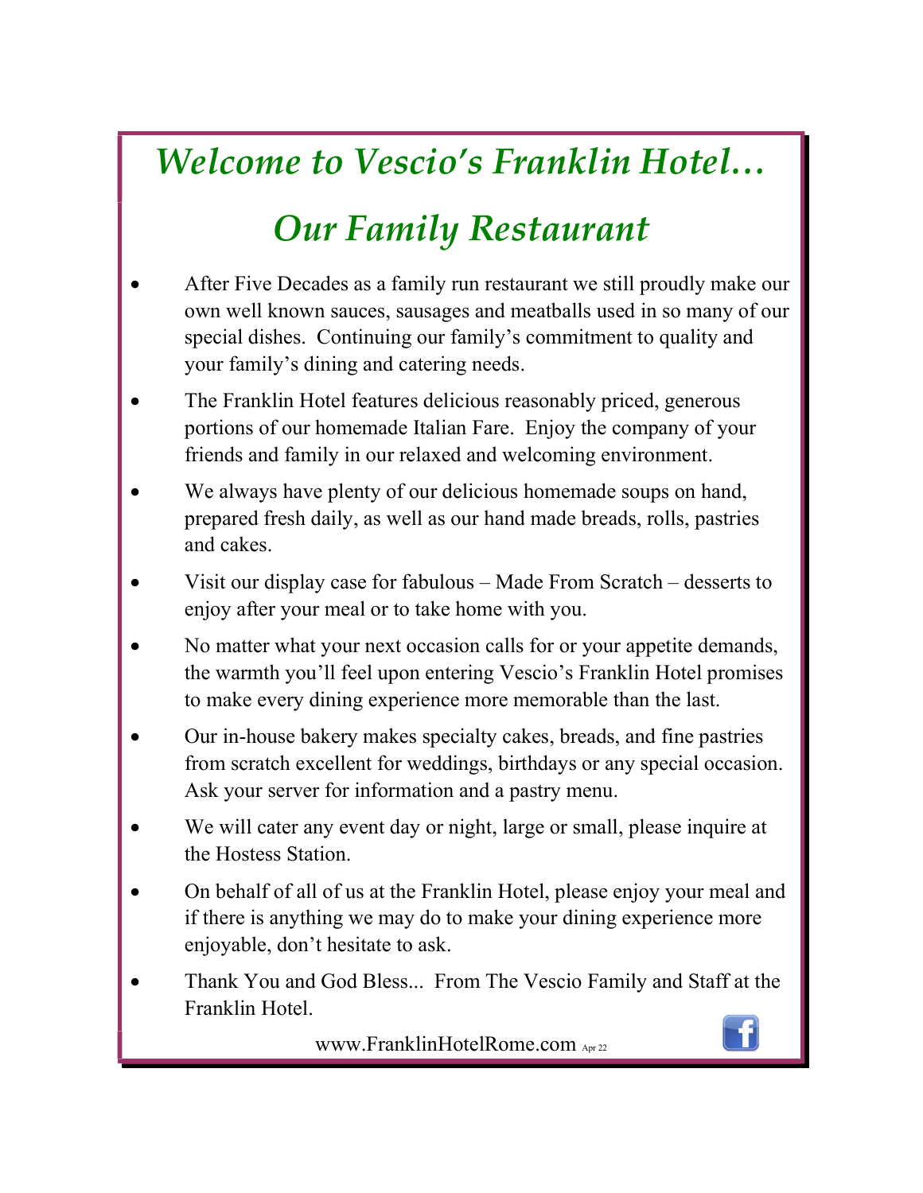# *Welcome to Vescio's Franklin Hotel…*

## *Our Family Restaurant*

- After Five Decades as a family run restaurant we still proudly make our own well known sauces, sausages and meatballs used in so many of our special dishes. Continuing our family's commitment to quality and your family's dining and catering needs.
- The Franklin Hotel features delicious reasonably priced, generous portions of our homemade Italian Fare. Enjoy the company of your friends and family in our relaxed and welcoming environment.
- We always have plenty of our delicious homemade soups on hand, prepared fresh daily, as well as our hand made breads, rolls, pastries and cakes.
- Visit our display case for fabulous – Made From Scratch – desserts to enjoy after your meal or to take home with you.
- No matter what your next occasion calls for or your appetite demands, the warmth you'll feel upon entering Vescio's Franklin Hotel promises to make every dining experience more memorable than the last.
- Our in-house bakery makes specialty cakes, breads, and fine pastries from scratch excellent for weddings, birthdays or any special occasion. Ask your server for information and a pastry menu.
- We will cater any event day or night, large or small, please inquire at the Hostess Station.
- On behalf of all of us at the Franklin Hotel, please enjoy your meal and if there is anything we may do to make your dining experience more enjoyable, don't hesitate to ask.
- Thank You and God Bless... From The Vescio Family and Staff at the Franklin Hotel.

www.FranklinHotelRome.com Apr 22